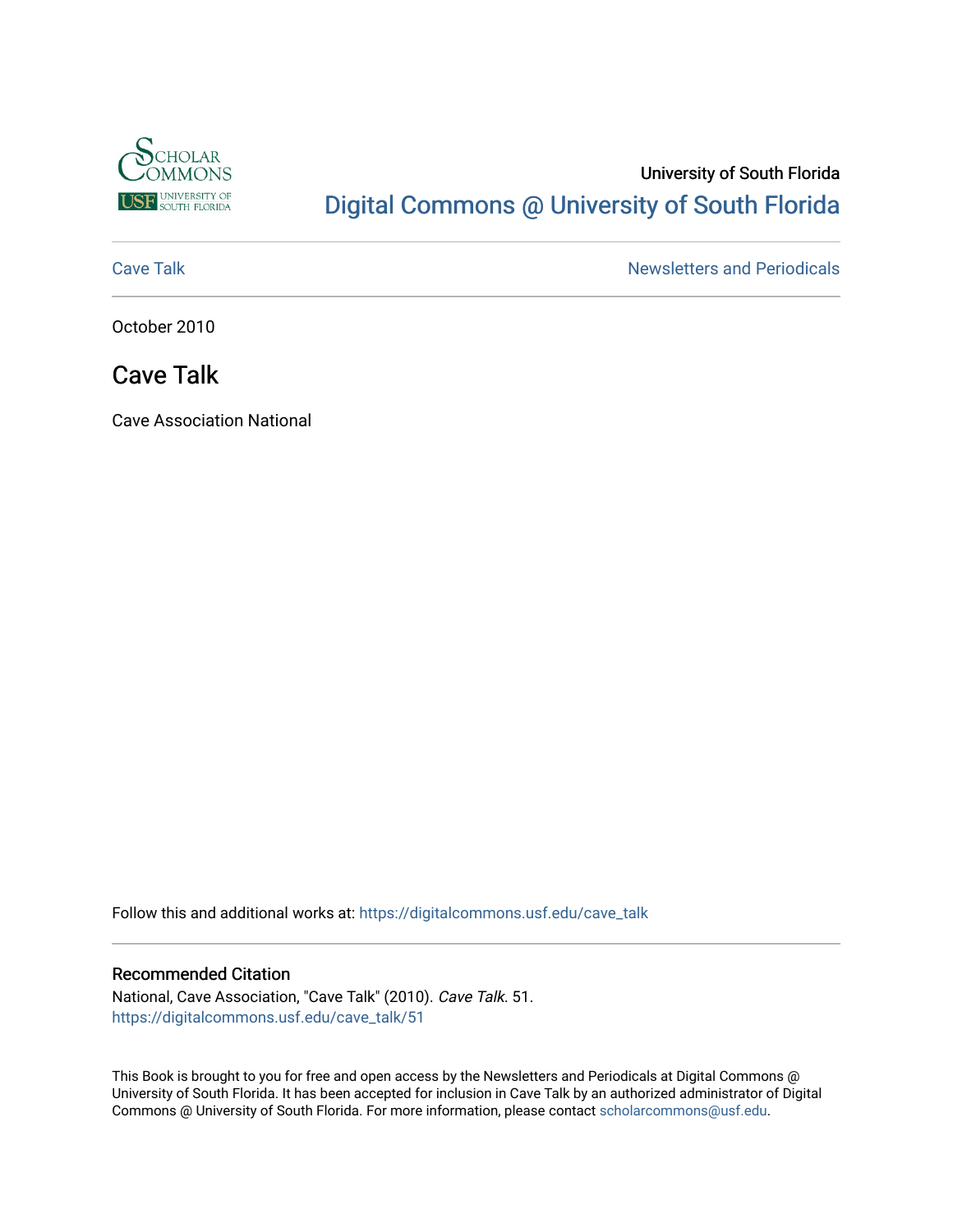University of South Florida

Digital Commons @ University of South Florida

Cave Talk

Newsletters and Periodicals

October 2010

# Cave Talk

Cave Association National

Follow this and additional works at: https://digitalcommons.usf.edu/cave_talk

## Recommended Citation

National, Cave Association, "Cave Talk" (2010). *Cave Talk*. 51.
https://digitalcommons.usf.edu/cave_talk/51

This Book is brought to you for free and open access by the Newsletters and Periodicals at Digital Commons @ University of South Florida. It has been accepted for inclusion in Cave Talk by an authorized administrator of Digital Commons @ University of South Florida. For more information, please contact scholarcommons@usf.edu.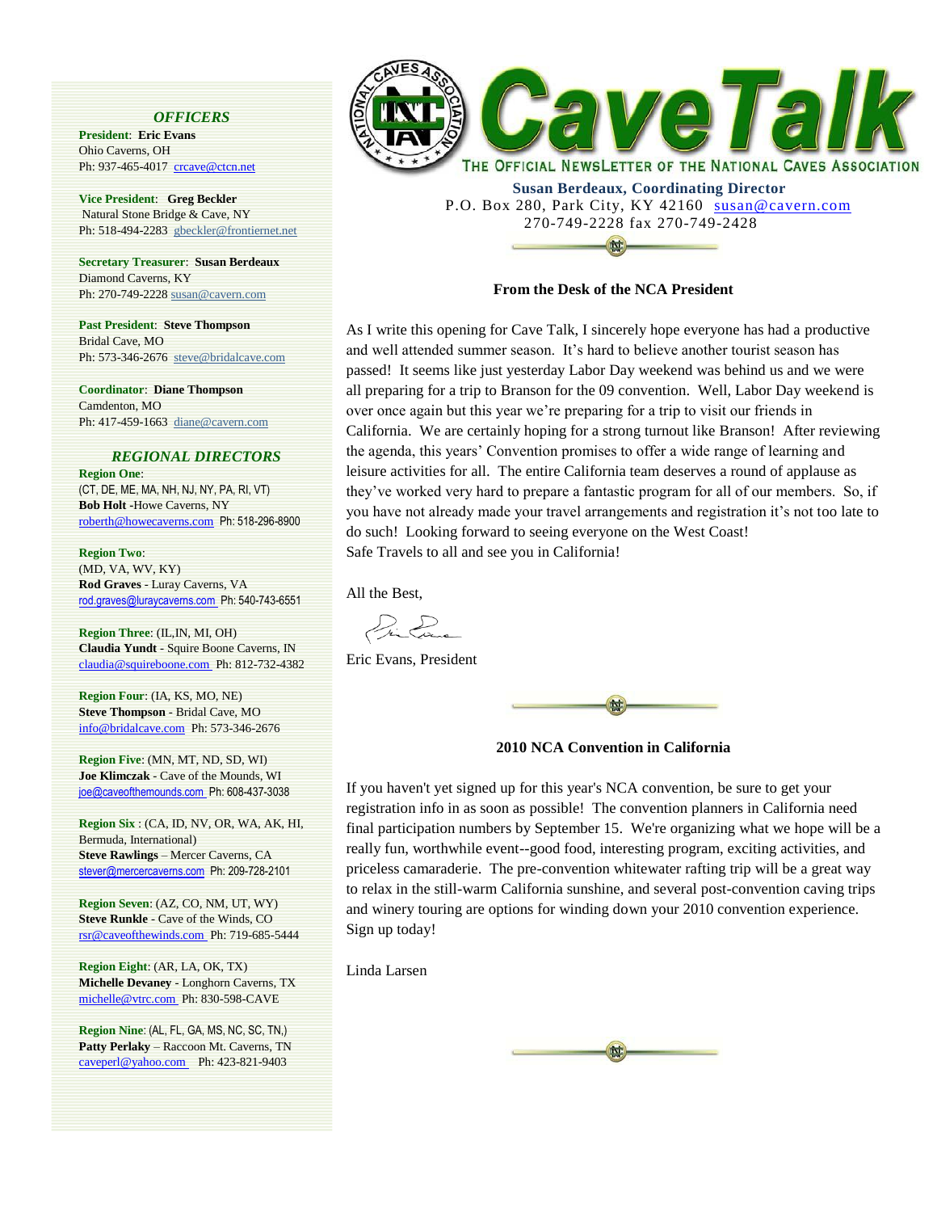# CaveTalk

THE OFFICIAL NEWSLETTER OF THE NATIONAL CAVES ASSOCIATION

**Susan Berdeaux, Coordinating Director**
P.O. Box 280, Park City, KY 42160 susan@cavern.com
270-749-2228 fax 270-749-2428

### *OFFICERS*

**President**: **Eric Evans**
Ohio Caverns, OH
Ph: 937-465-4017 crcave@ctcn.net

**Vice President**: **Greg Beckler**
Natural Stone Bridge & Cave, NY
Ph: 518-494-2283 gbeckler@frontiernet.net

**Secretary Treasurer**: **Susan Berdeaux**
Diamond Caverns, KY
Ph: 270-749-2228 susan@cavern.com

**Past President**: **Steve Thompson**
Bridal Cave, MO
Ph: 573-346-2676 steve@bridalcave.com

**Coordinator**: **Diane Thompson**
Camdenton, MO
Ph: 417-459-1663 diane@cavern.com

### *REGIONAL DIRECTORS*

**Region One**:
(CT, DE, ME, MA, NH, NJ, NY, PA, RI, VT)
**Bob Holt** -Howe Caverns, NY
roberth@howecaverns.com Ph: 518-296-8900

**Region Two**:
(MD, VA, WV, KY)
**Rod Graves** - Luray Caverns, VA
rod.graves@luraycaverns.com Ph: 540-743-6551

**Region Three**: (IL,IN, MI, OH)
**Claudia Yundt** - Squire Boone Caverns, IN
claudia@squireboone.com Ph: 812-732-4382

**Region Four**: (IA, KS, MO, NE)
**Steve Thompson** - Bridal Cave, MO
info@bridalcave.com Ph: 573-346-2676

**Region Five**: (MN, MT, ND, SD, WI)
**Joe Klimczak** - Cave of the Mounds, WI
joe@caveofthemounds.com Ph: 608-437-3038

**Region Six** : (CA, ID, NV, OR, WA, AK, HI, Bermuda, International)
**Steve Rawlings** – Mercer Caverns, CA
stever@mercercaverns.com Ph: 209-728-2101

**Region Seven**: (AZ, CO, NM, UT, WY)
**Steve Runkle** - Cave of the Winds, CO
rsr@caveofthewinds.com Ph: 719-685-5444

**Region Eight**: (AR, LA, OK, TX)
**Michelle Devaney** - Longhorn Caverns, TX
michelle@vtrc.com Ph: 830-598-CAVE

**Region Nine**: (AL, FL, GA, MS, NC, SC, TN,)
**Patty Perlaky** – Raccoon Mt. Caverns, TN
caveperl@yahoo.com Ph: 423-821-9403

## From the Desk of the NCA President

As I write this opening for Cave Talk, I sincerely hope everyone has had a productive and well attended summer season. It's hard to believe another tourist season has passed! It seems like just yesterday Labor Day weekend was behind us and we were all preparing for a trip to Branson for the 09 convention. Well, Labor Day weekend is over once again but this year we're preparing for a trip to visit our friends in California. We are certainly hoping for a strong turnout like Branson! After reviewing the agenda, this years' Convention promises to offer a wide range of learning and leisure activities for all. The entire California team deserves a round of applause as they've worked very hard to prepare a fantastic program for all of our members. So, if you have not already made your travel arrangements and registration it's not too late to do such! Looking forward to seeing everyone on the West Coast!
Safe Travels to all and see you in California!

All the Best,

Eric Evans, President

## 2010 NCA Convention in California

If you haven't yet signed up for this year's NCA convention, be sure to get your registration info in as soon as possible! The convention planners in California need final participation numbers by September 15. We're organizing what we hope will be a really fun, worthwhile event--good food, interesting program, exciting activities, and priceless camaraderie. The pre-convention whitewater rafting trip will be a great way to relax in the still-warm California sunshine, and several post-convention caving trips and winery touring are options for winding down your 2010 convention experience. Sign up today!

Linda Larsen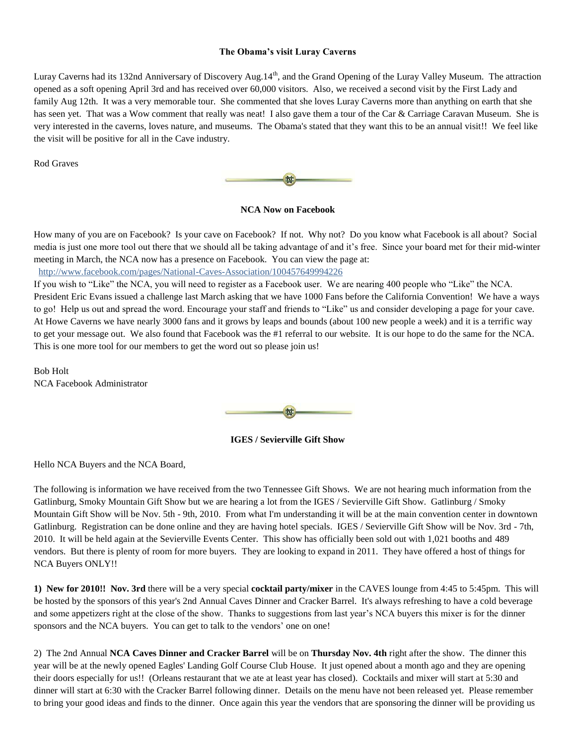**The Obama's visit Luray Caverns**

Luray Caverns had its 132nd Anniversary of Discovery Aug.14th, and the Grand Opening of the Luray Valley Museum. The attraction opened as a soft opening April 3rd and has received over 60,000 visitors. Also, we received a second visit by the First Lady and family Aug 12th. It was a very memorable tour. She commented that she loves Luray Caverns more than anything on earth that she has seen yet. That was a Wow comment that really was neat! I also gave them a tour of the Car & Carriage Caravan Museum. She is very interested in the caverns, loves nature, and museums. The Obama's stated that they want this to be an annual visit!! We feel like the visit will be positive for all in the Cave industry.

Rod Graves

**NCA Now on Facebook**

How many of you are on Facebook? Is your cave on Facebook? If not. Why not? Do you know what Facebook is all about? Social media is just one more tool out there that we should all be taking advantage of and it's free. Since your board met for their mid-winter meeting in March, the NCA now has a presence on Facebook. You can view the page at:
http://www.facebook.com/pages/National-Caves-Association/100457649994226
If you wish to "Like" the NCA, you will need to register as a Facebook user. We are nearing 400 people who "Like" the NCA. President Eric Evans issued a challenge last March asking that we have 1000 Fans before the California Convention! We have a ways to go! Help us out and spread the word. Encourage your staff and friends to "Like" us and consider developing a page for your cave. At Howe Caverns we have nearly 3000 fans and it grows by leaps and bounds (about 100 new people a week) and it is a terrific way to get your message out. We also found that Facebook was the #1 referral to our website. It is our hope to do the same for the NCA. This is one more tool for our members to get the word out so please join us!

Bob Holt
NCA Facebook Administrator

**IGES / Sevierville Gift Show**

Hello NCA Buyers and the NCA Board,

The following is information we have received from the two Tennessee Gift Shows. We are not hearing much information from the Gatlinburg, Smoky Mountain Gift Show but we are hearing a lot from the IGES / Sevierville Gift Show. Gatlinburg / Smoky Mountain Gift Show will be Nov. 5th - 9th, 2010. From what I'm understanding it will be at the main convention center in downtown Gatlinburg. Registration can be done online and they are having hotel specials. IGES / Sevierville Gift Show will be Nov. 3rd - 7th, 2010. It will be held again at the Sevierville Events Center. This show has officially been sold out with 1,021 booths and 489 vendors. But there is plenty of room for more buyers. They are looking to expand in 2011. They have offered a host of things for NCA Buyers ONLY!!

**1) New for 2010!! Nov. 3rd** there will be a very special **cocktail party/mixer** in the CAVES lounge from 4:45 to 5:45pm. This will be hosted by the sponsors of this year's 2nd Annual Caves Dinner and Cracker Barrel. It's always refreshing to have a cold beverage and some appetizers right at the close of the show. Thanks to suggestions from last year's NCA buyers this mixer is for the dinner sponsors and the NCA buyers. You can get to talk to the vendors' one on one!

2) The 2nd Annual **NCA Caves Dinner and Cracker Barrel** will be on **Thursday Nov. 4th** right after the show. The dinner this year will be at the newly opened Eagles' Landing Golf Course Club House. It just opened about a month ago and they are opening their doors especially for us!! (Orleans restaurant that we ate at least year has closed). Cocktails and mixer will start at 5:30 and dinner will start at 6:30 with the Cracker Barrel following dinner. Details on the menu have not been released yet. Please remember to bring your good ideas and finds to the dinner. Once again this year the vendors that are sponsoring the dinner will be providing us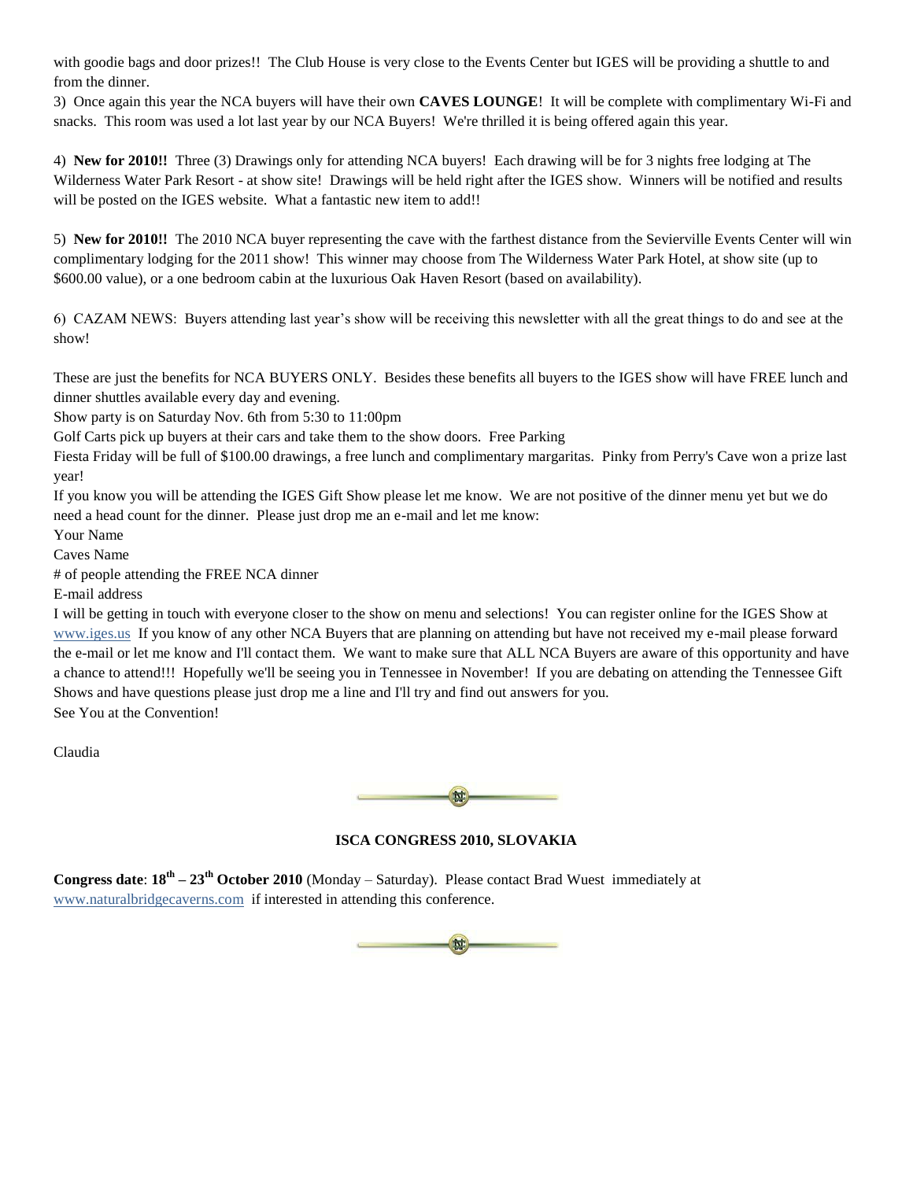with goodie bags and door prizes!! The Club House is very close to the Events Center but IGES will be providing a shuttle to and from the dinner.

3) Once again this year the NCA buyers will have their own **CAVES LOUNGE**! It will be complete with complimentary Wi-Fi and snacks. This room was used a lot last year by our NCA Buyers! We're thrilled it is being offered again this year.

4) **New for 2010!!** Three (3) Drawings only for attending NCA buyers! Each drawing will be for 3 nights free lodging at The Wilderness Water Park Resort - at show site! Drawings will be held right after the IGES show. Winners will be notified and results will be posted on the IGES website. What a fantastic new item to add!!

5) **New for 2010!!** The 2010 NCA buyer representing the cave with the farthest distance from the Sevierville Events Center will win complimentary lodging for the 2011 show! This winner may choose from The Wilderness Water Park Hotel, at show site (up to $600.00 value), or a one bedroom cabin at the luxurious Oak Haven Resort (based on availability).

6) CAZAM NEWS: Buyers attending last year's show will be receiving this newsletter with all the great things to do and see at the show!

These are just the benefits for NCA BUYERS ONLY. Besides these benefits all buyers to the IGES show will have FREE lunch and dinner shuttles available every day and evening.

Show party is on Saturday Nov. 6th from 5:30 to 11:00pm

Golf Carts pick up buyers at their cars and take them to the show doors. Free Parking

Fiesta Friday will be full of $100.00 drawings, a free lunch and complimentary margaritas. Pinky from Perry's Cave won a prize last year!

If you know you will be attending the IGES Gift Show please let me know. We are not positive of the dinner menu yet but we do need a head count for the dinner. Please just drop me an e-mail and let me know:

Your Name

Caves Name

# of people attending the FREE NCA dinner

E-mail address

I will be getting in touch with everyone closer to the show on menu and selections! You can register online for the IGES Show at www.iges.us If you know of any other NCA Buyers that are planning on attending but have not received my e-mail please forward the e-mail or let me know and I'll contact them. We want to make sure that ALL NCA Buyers are aware of this opportunity and have a chance to attend!!! Hopefully we'll be seeing you in Tennessee in November! If you are debating on attending the Tennessee Gift Shows and have questions please just drop me a line and I'll try and find out answers for you.

See You at the Convention!

Claudia

## ISCA CONGRESS 2010, SLOVAKIA

**Congress date**: **18th – 23th October 2010** (Monday – Saturday). Please contact Brad Wuest immediately at www.naturalbridgecaverns.com if interested in attending this conference.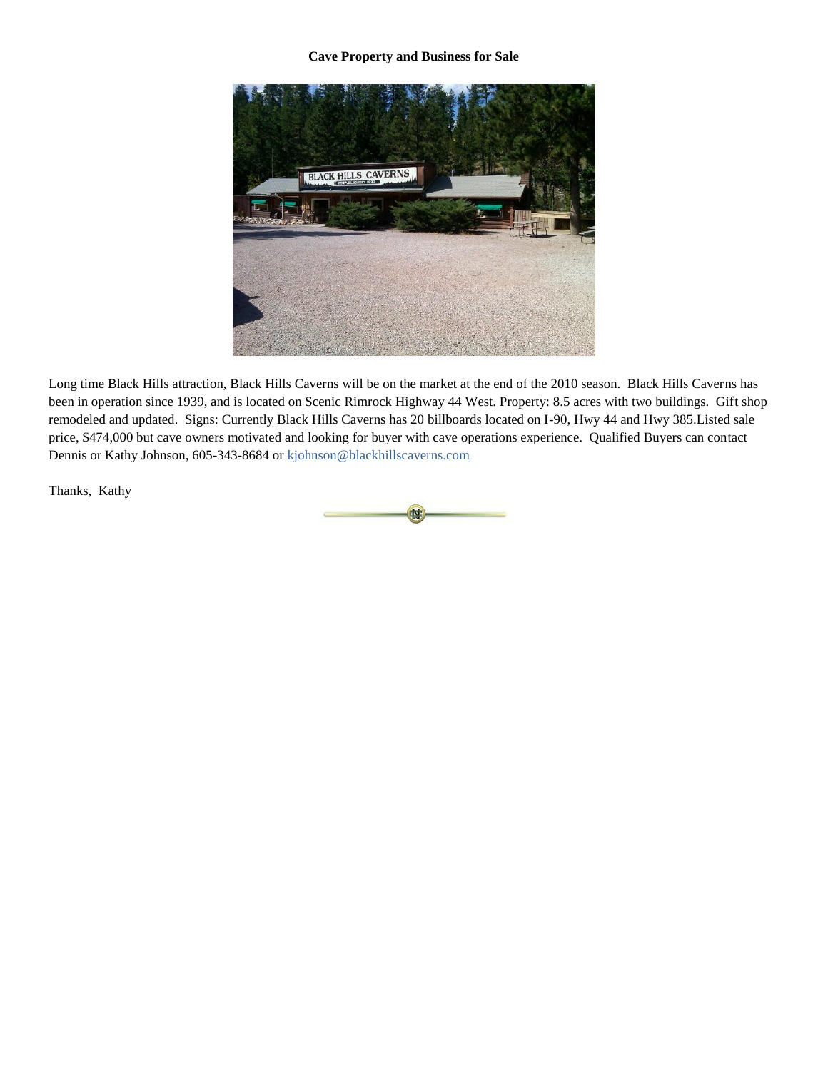**Cave Property and Business for Sale**

Long time Black Hills attraction, Black Hills Caverns will be on the market at the end of the 2010 season. Black Hills Caverns has been in operation since 1939, and is located on Scenic Rimrock Highway 44 West. Property: 8.5 acres with two buildings. Gift shop remodeled and updated. Signs: Currently Black Hills Caverns has 20 billboards located on I-90, Hwy 44 and Hwy 385.Listed sale price, $474,000 but cave owners motivated and looking for buyer with cave operations experience. Qualified Buyers can contact Dennis or Kathy Johnson, 605-343-8684 or kjohnson@blackhillscaverns.com

Thanks, Kathy